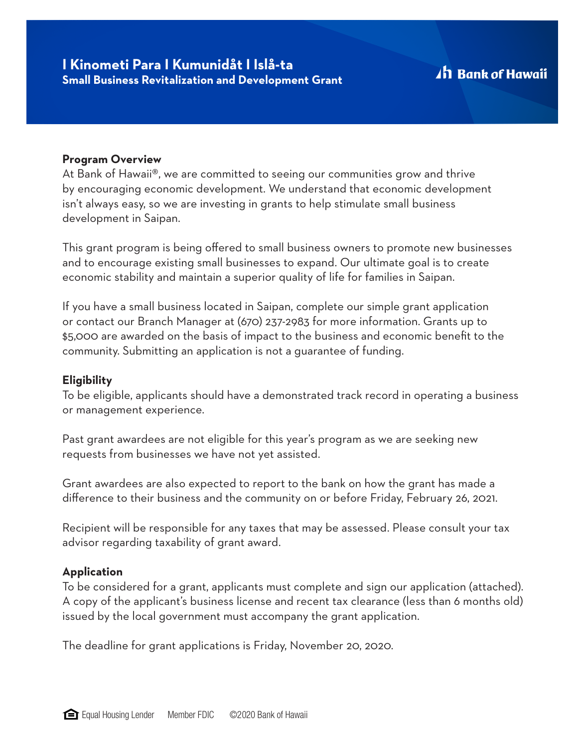# I Kinometi Para I Kumunidåt I Islå-ta

## Small Business Revitalization and Development Grant

Bank of Hawaii

**Program Overview**

At Bank of Hawaii®, we are committed to seeing our communities grow and thrive by encouraging economic development. We understand that economic development isn't always easy, so we are investing in grants to help stimulate small business development in Saipan.

This grant program is being offered to small business owners to promote new businesses and to encourage existing small businesses to expand. Our ultimate goal is to create economic stability and maintain a superior quality of life for families in Saipan.

If you have a small business located in Saipan, complete our simple grant application or contact our Branch Manager at (670) 237-2983 for more information. Grants up to $5,000 are awarded on the basis of impact to the business and economic benefit to the community. Submitting an application is not a guarantee of funding.

**Eligibility**

To be eligible, applicants should have a demonstrated track record in operating a business or management experience.

Past grant awardees are not eligible for this year's program as we are seeking new requests from businesses we have not yet assisted.

Grant awardees are also expected to report to the bank on how the grant has made a difference to their business and the community on or before Friday, February 26, 2021.

Recipient will be responsible for any taxes that may be assessed. Please consult your tax advisor regarding taxability of grant award.

**Application**

To be considered for a grant, applicants must complete and sign our application (attached). A copy of the applicant's business license and recent tax clearance (less than 6 months old) issued by the local government must accompany the grant application.

The deadline for grant applications is Friday, November 20, 2020.

Equal Housing Lender    Member FDIC    ©2020 Bank of Hawaii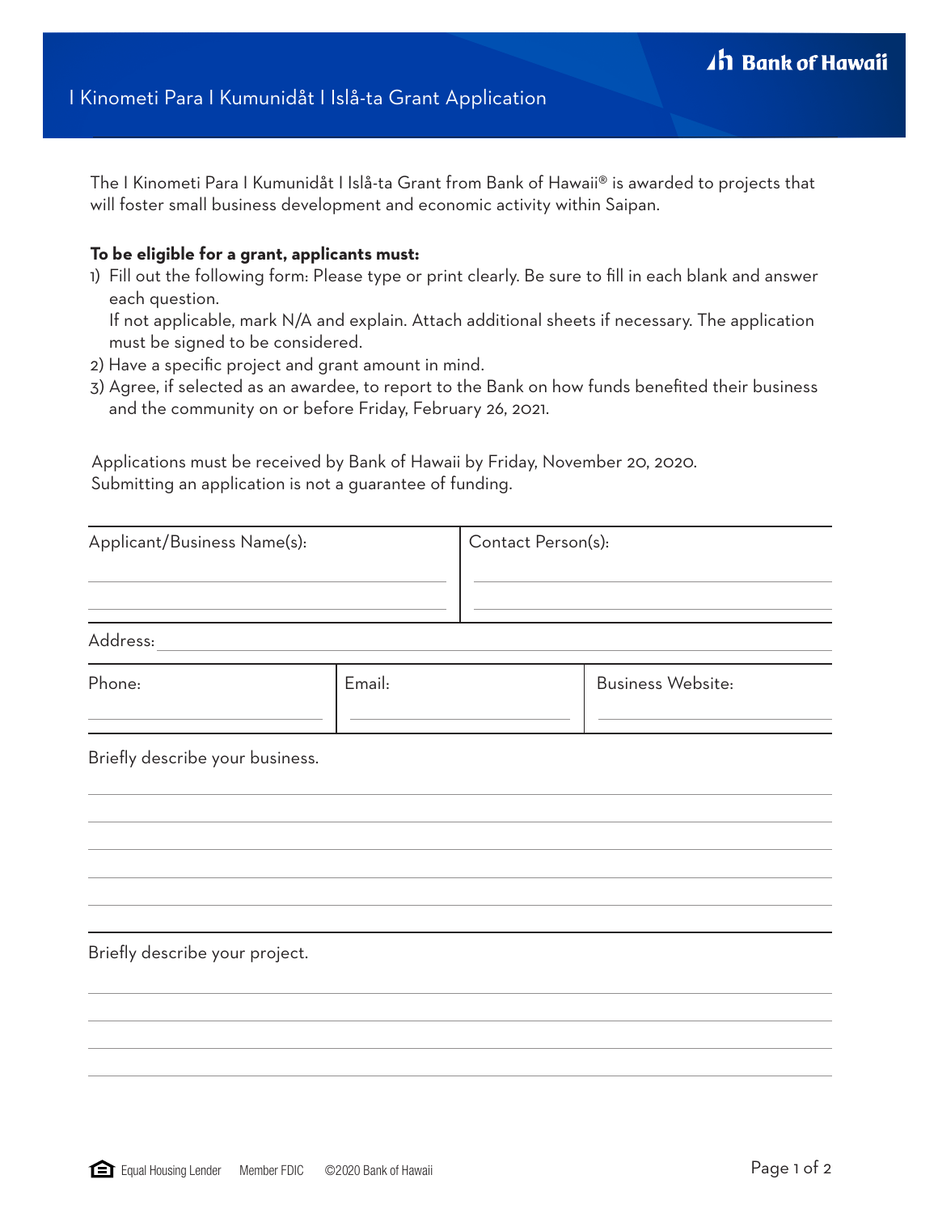# I Kinometi Para I Kumunidåt I Islå-ta Grant Application

Bank of Hawaii

The I Kinometi Para I Kumunidåt I Islå-ta Grant from Bank of Hawaii® is awarded to projects that will foster small business development and economic activity within Saipan.

**To be eligible for a grant, applicants must:**

1) Fill out the following form: Please type or print clearly. Be sure to fill in each blank and answer each question.
   If not applicable, mark N/A and explain. Attach additional sheets if necessary. The application must be signed to be considered.
2) Have a specific project and grant amount in mind.
3) Agree, if selected as an awardee, to report to the Bank on how funds benefited their business and the community on or before Friday, February 26, 2021.

Applications must be received by Bank of Hawaii by Friday, November 20, 2020.
Submitting an application is not a guarantee of funding.

| Applicant/Business Name(s): | Contact Person(s): |
|---|---|
| | |

Address: ______________________________

| Phone: | Email: | Business Website: |
|---|---|---|
| | | |

Briefly describe your business.

______________________________

______________________________

______________________________

______________________________

______________________________

Briefly describe your project.

______________________________

______________________________

______________________________

______________________________

Equal Housing Lender    Member FDIC    ©2020 Bank of Hawaii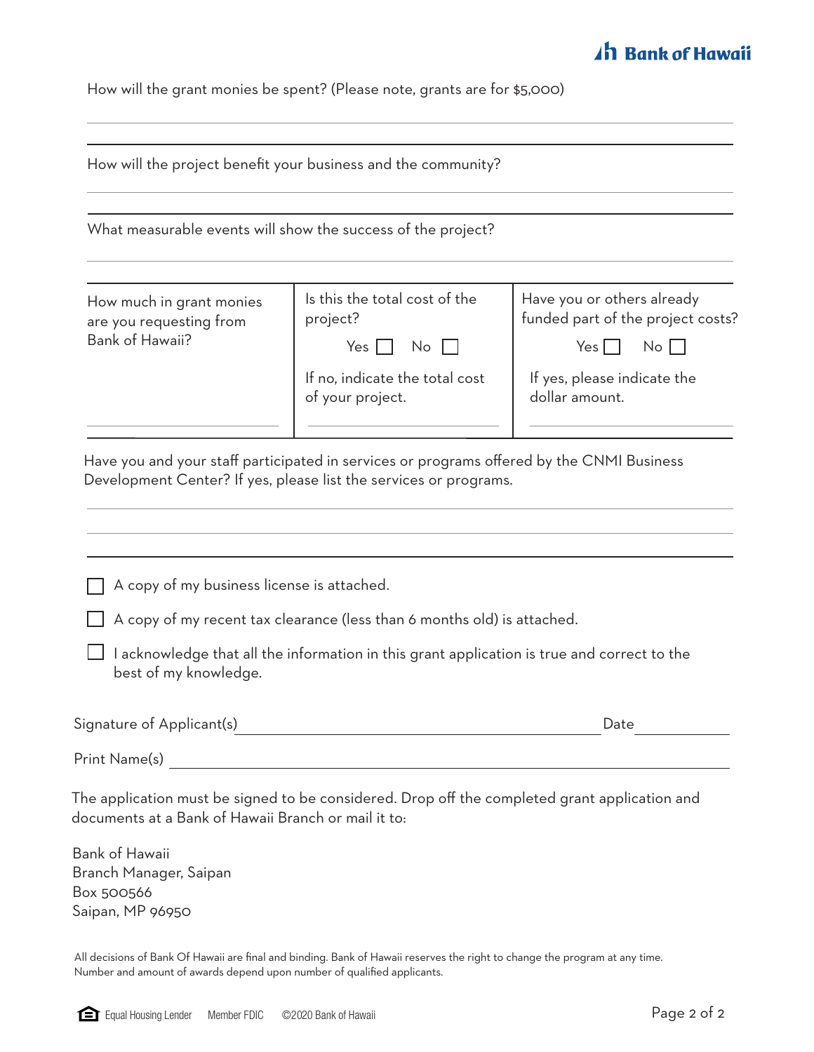How will the grant monies be spent? (Please note, grants are for $5,000)

How will the project benefit your business and the community?

What measurable events will show the success of the project?

| | | |
|---|---|---|
| How much in grant monies are you requesting from Bank of Hawaii? | Is this the total cost of the project?<br>Yes ☐ No ☐<br>If no, indicate the total cost of your project. | Have you or others already funded part of the project costs?<br>Yes ☐ No ☐<br>If yes, please indicate the dollar amount. |

Have you and your staff participated in services or programs offered by the CNMI Business Development Center? If yes, please list the services or programs.

☐ A copy of my business license is attached.

☐ A copy of my recent tax clearance (less than 6 months old) is attached.

☐ I acknowledge that all the information in this grant application is true and correct to the best of my knowledge.

Signature of Applicant(s) ______________________ Date __________

Print Name(s) ______________________

The application must be signed to be considered. Drop off the completed grant application and documents at a Bank of Hawaii Branch or mail it to:

Bank of Hawaii
Branch Manager, Saipan
Box 500566
Saipan, MP 96950

All decisions of Bank Of Hawaii are final and binding. Bank of Hawaii reserves the right to change the program at any time. Number and amount of awards depend upon number of qualified applicants.

Equal Housing Lender Member FDIC ©2020 Bank of Hawaii